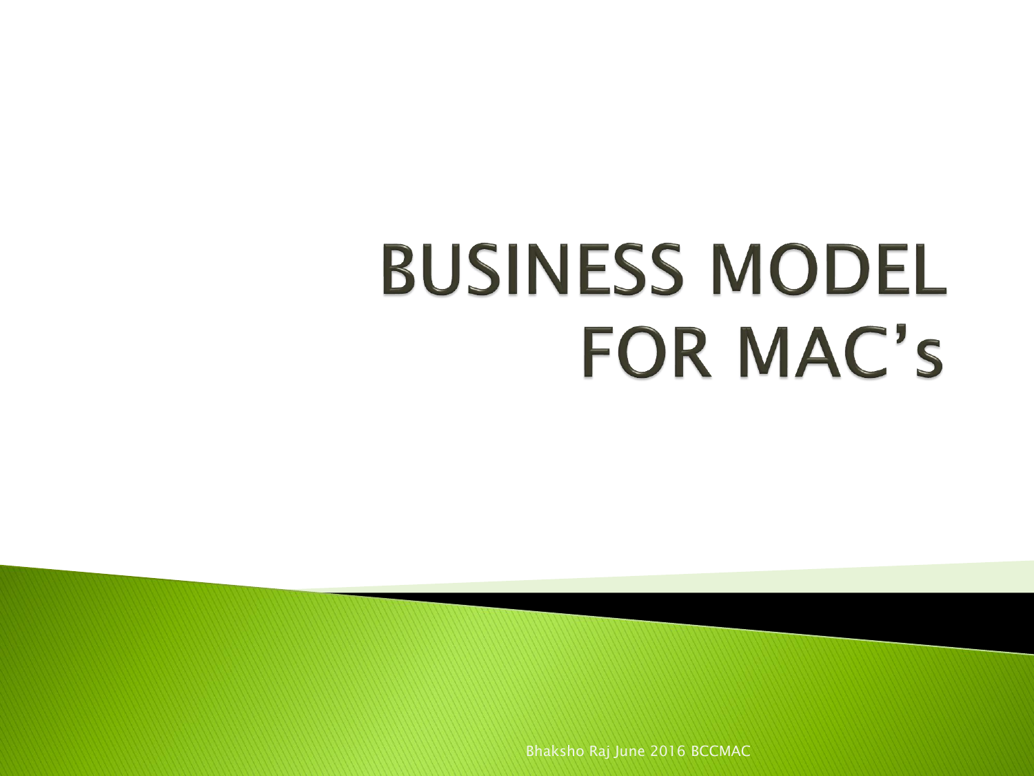# BUSINESS MODEL FOR MAC's

Bhaksho Raj June 2016 BCCMAC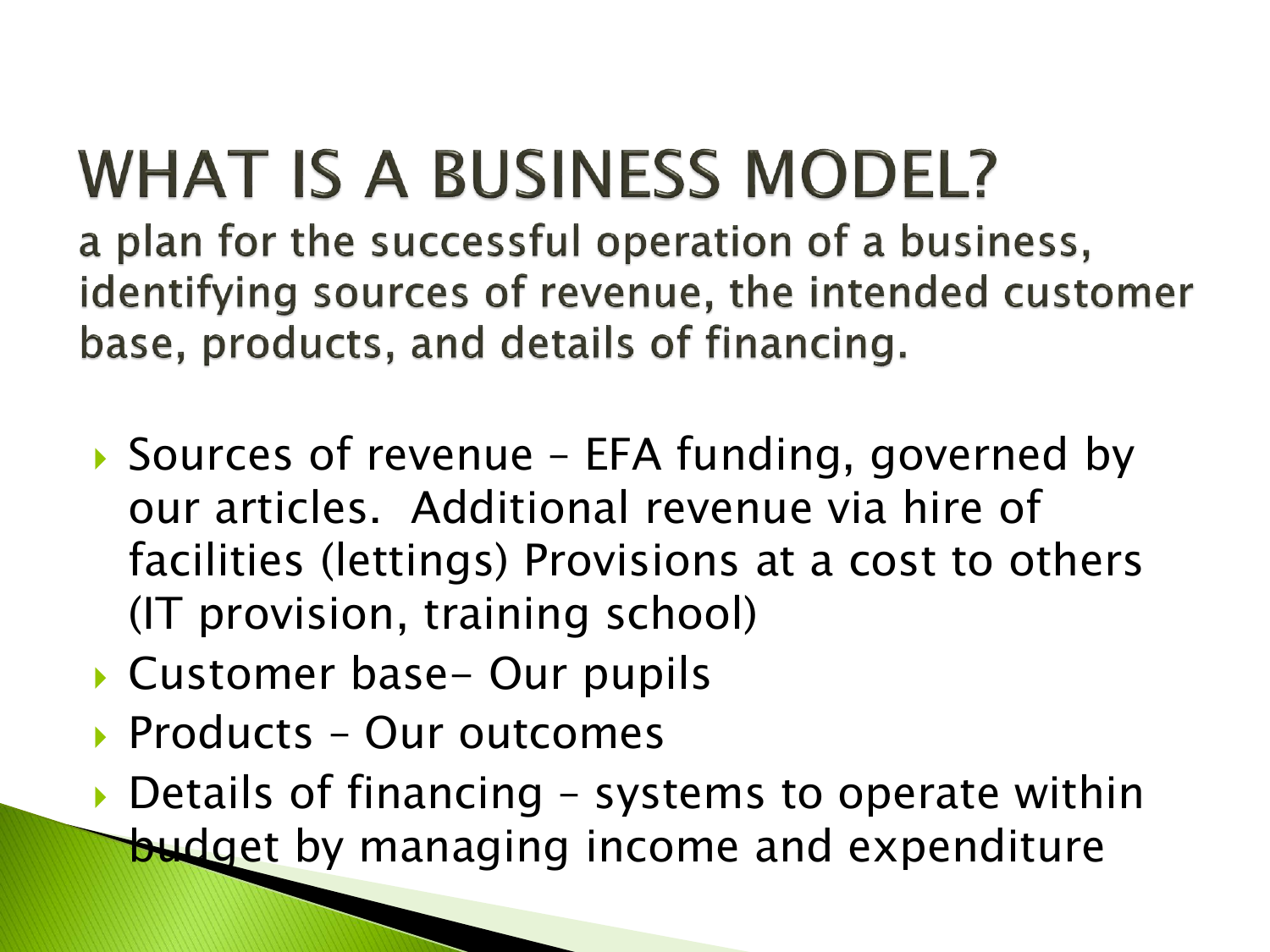# WHAT IS A BUSINESS MODEL?

a plan for the successful operation of a business, identifying sources of revenue, the intended customer base, products, and details of financing.

- Sources of revenue – EFA funding, governed by our articles. Additional revenue via hire of facilities (lettings) Provisions at a cost to others (IT provision, training school)
- Customer base- Our pupils
- Products – Our outcomes
- Details of financing – systems to operate within budget by managing income and expenditure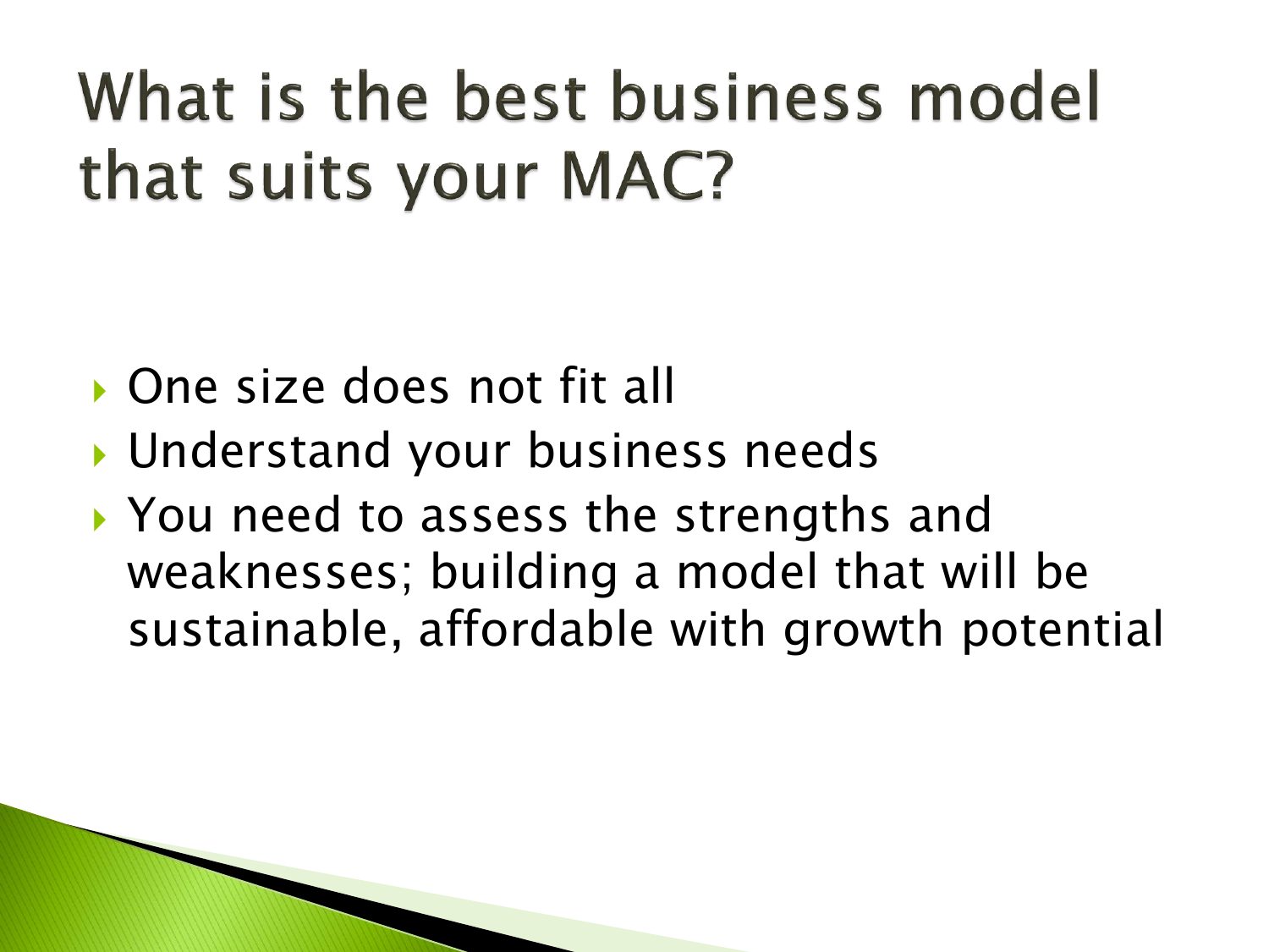# What is the best business model that suits your MAC?

- One size does not fit all
- Understand your business needs
- You need to assess the strengths and weaknesses; building a model that will be sustainable, affordable with growth potential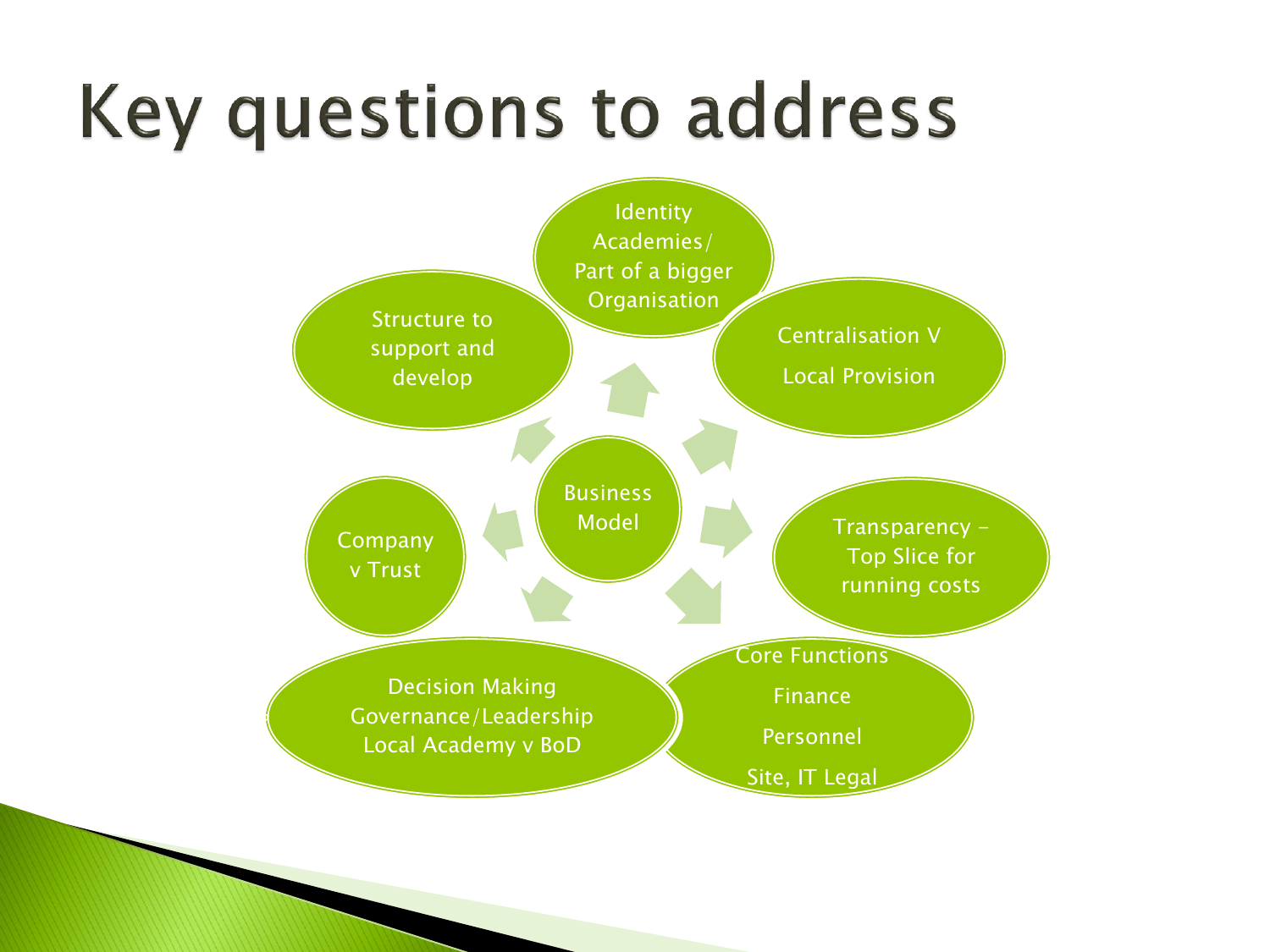# Key questions to address

- Business Model
  - Identity Academies/ Part of a bigger Organisation
  - Centralisation V Local Provision
  - Transparency – Top Slice for running costs
  - Core Functions Finance Personnel Site, IT Legal
  - Decision Making Governance/Leadership Local Academy v BoD
  - Company v Trust
  - Structure to support and develop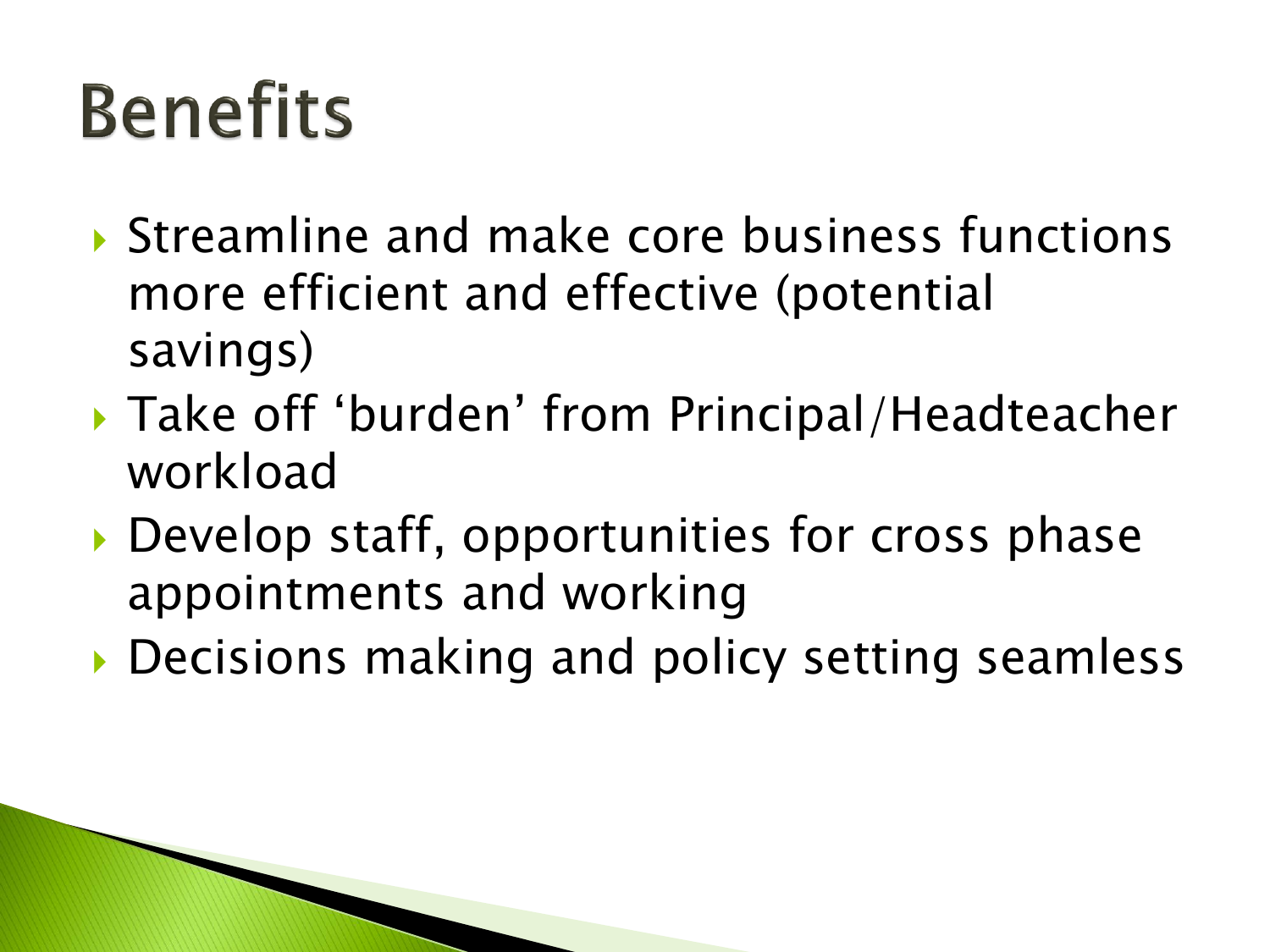# Benefits

- Streamline and make core business functions more efficient and effective (potential savings)
- Take off 'burden' from Principal/Headteacher workload
- Develop staff, opportunities for cross phase appointments and working
- Decisions making and policy setting seamless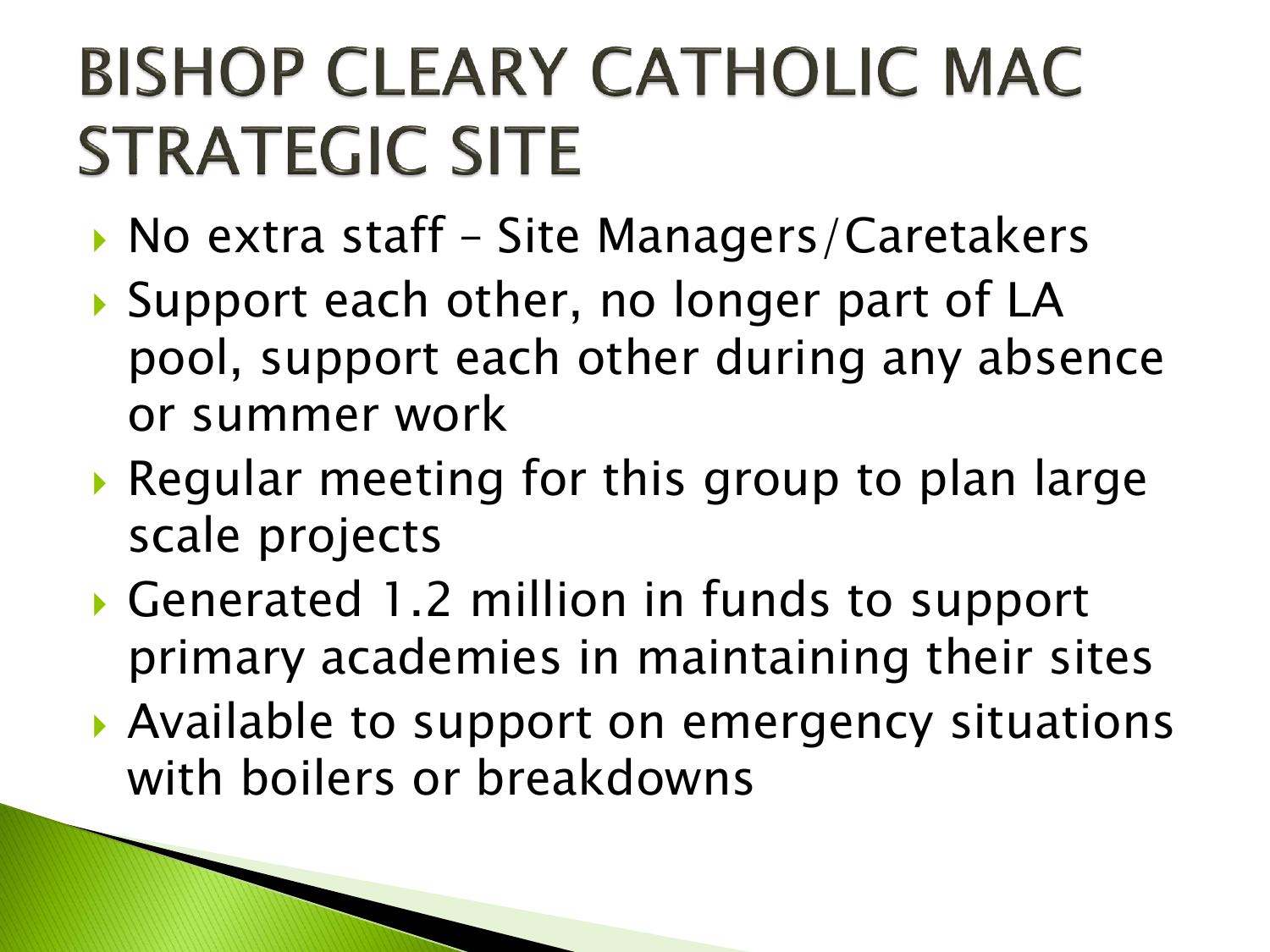# BISHOP CLEARY CATHOLIC MAC STRATEGIC SITE

- No extra staff – Site Managers/Caretakers
- Support each other, no longer part of LA pool, support each other during any absence or summer work
- Regular meeting for this group to plan large scale projects
- Generated 1.2 million in funds to support primary academies in maintaining their sites
- Available to support on emergency situations with boilers or breakdowns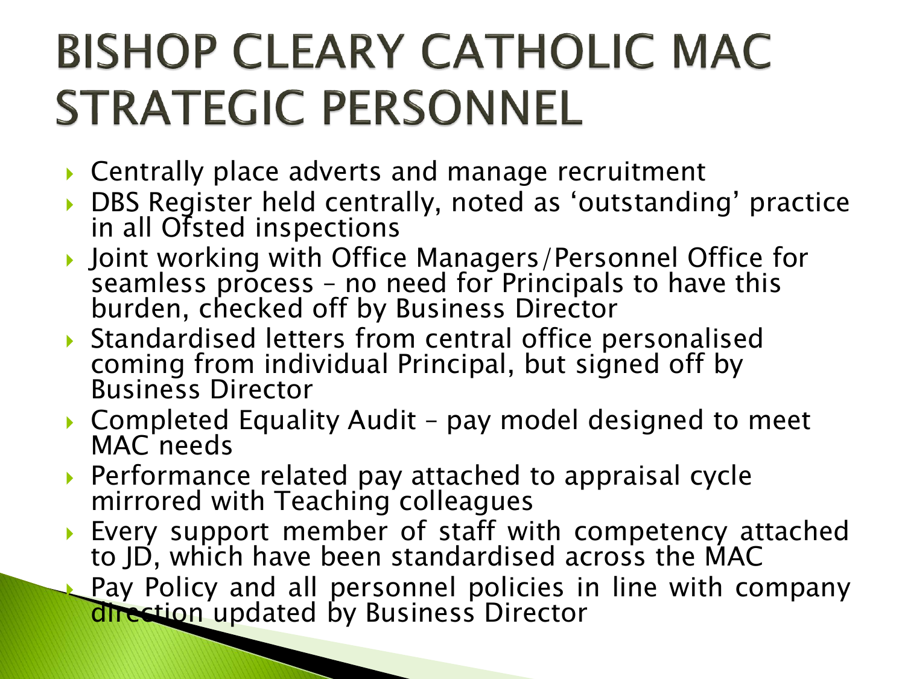# BISHOP CLEARY CATHOLIC MAC STRATEGIC PERSONNEL

- Centrally place adverts and manage recruitment
- DBS Register held centrally, noted as 'outstanding' practice in all Ofsted inspections
- Joint working with Office Managers/Personnel Office for seamless process – no need for Principals to have this burden, checked off by Business Director
- Standardised letters from central office personalised coming from individual Principal, but signed off by Business Director
- Completed Equality Audit – pay model designed to meet MAC needs
- Performance related pay attached to appraisal cycle mirrored with Teaching colleagues
- Every support member of staff with competency attached to JD, which have been standardised across the MAC
- Pay Policy and all personnel policies in line with company direction updated by Business Director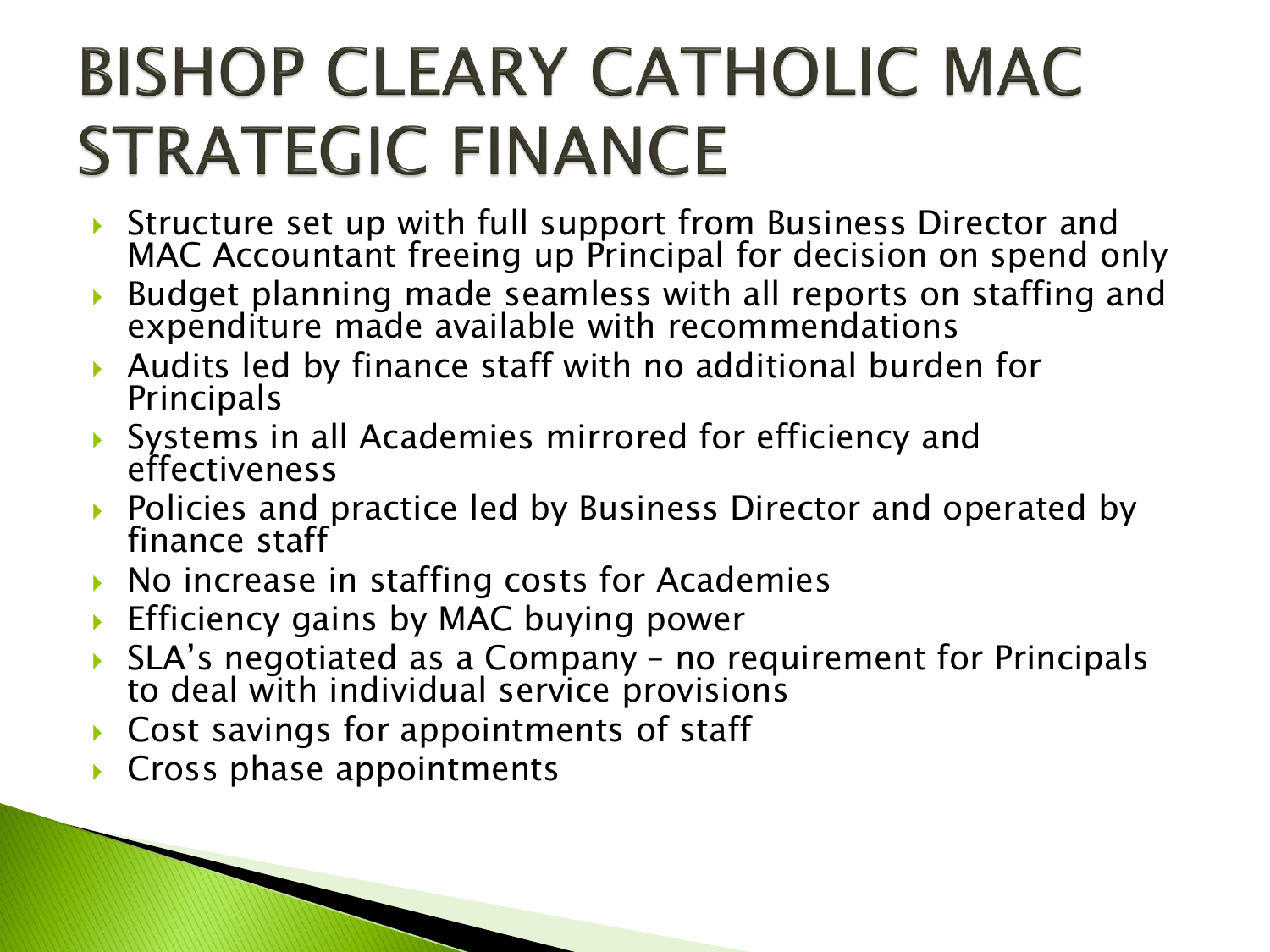# BISHOP CLEARY CATHOLIC MAC STRATEGIC FINANCE

- Structure set up with full support from Business Director and MAC Accountant freeing up Principal for decision on spend only
- Budget planning made seamless with all reports on staffing and expenditure made available with recommendations
- Audits led by finance staff with no additional burden for Principals
- Systems in all Academies mirrored for efficiency and effectiveness
- Policies and practice led by Business Director and operated by finance staff
- No increase in staffing costs for Academies
- Efficiency gains by MAC buying power
- SLA's negotiated as a Company – no requirement for Principals to deal with individual service provisions
- Cost savings for appointments of staff
- Cross phase appointments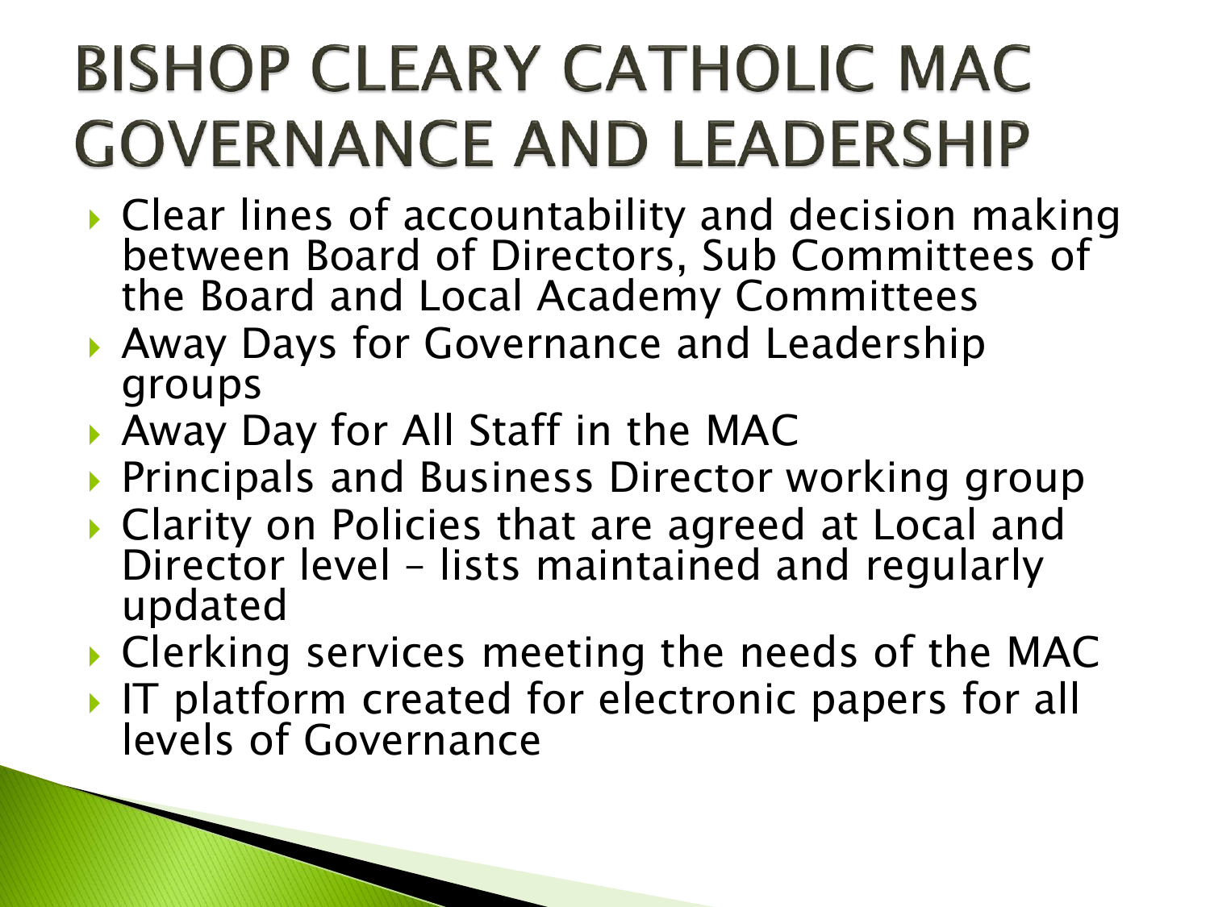# BISHOP CLEARY CATHOLIC MAC GOVERNANCE AND LEADERSHIP

- Clear lines of accountability and decision making between Board of Directors, Sub Committees of the Board and Local Academy Committees
- Away Days for Governance and Leadership groups
- Away Day for All Staff in the MAC
- Principals and Business Director working group
- Clarity on Policies that are agreed at Local and Director level – lists maintained and regularly updated
- Clerking services meeting the needs of the MAC
- IT platform created for electronic papers for all levels of Governance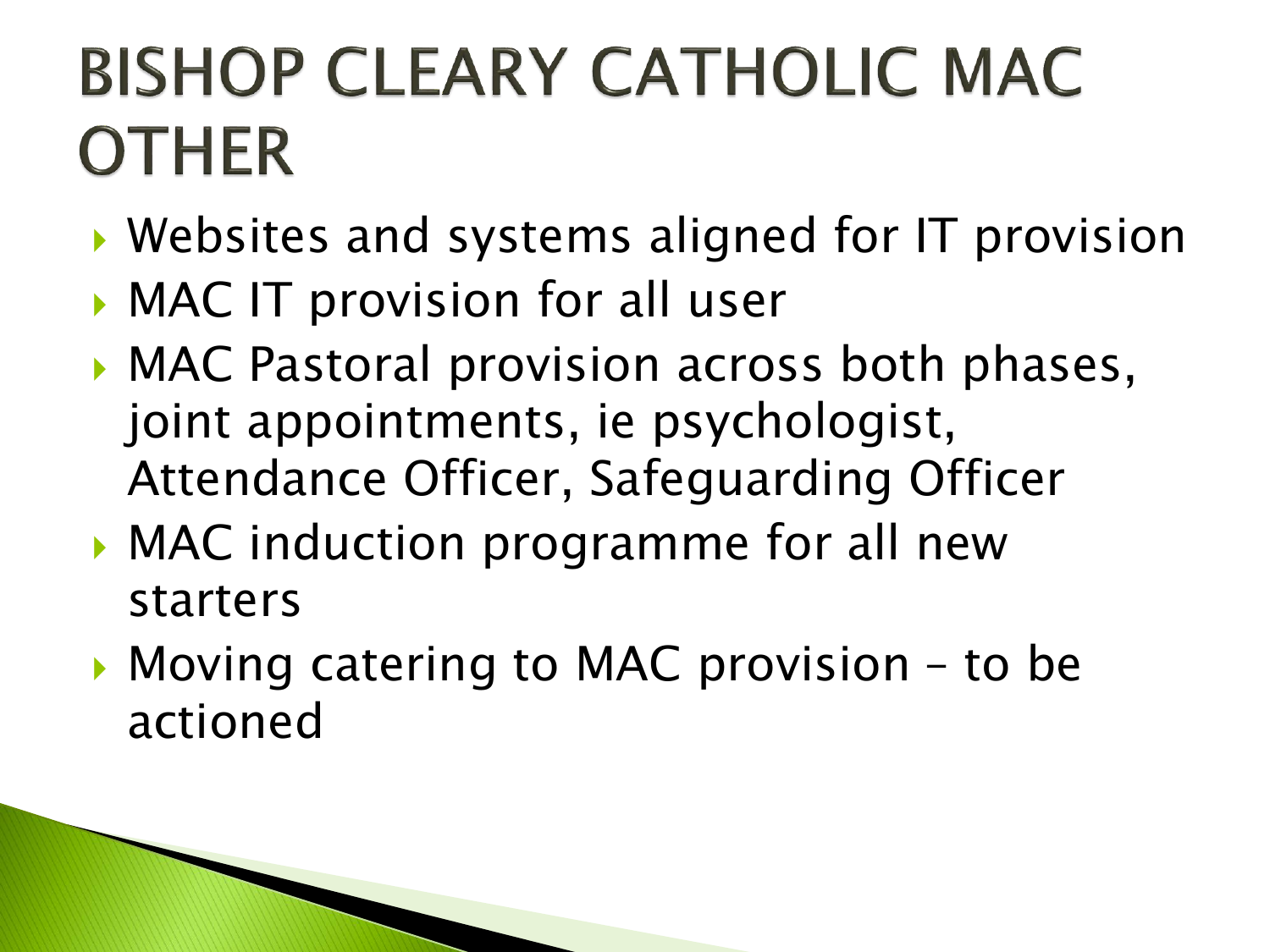# BISHOP CLEARY CATHOLIC MAC OTHER

- Websites and systems aligned for IT provision
- MAC IT provision for all user
- MAC Pastoral provision across both phases, joint appointments, ie psychologist, Attendance Officer, Safeguarding Officer
- MAC induction programme for all new starters
- Moving catering to MAC provision – to be actioned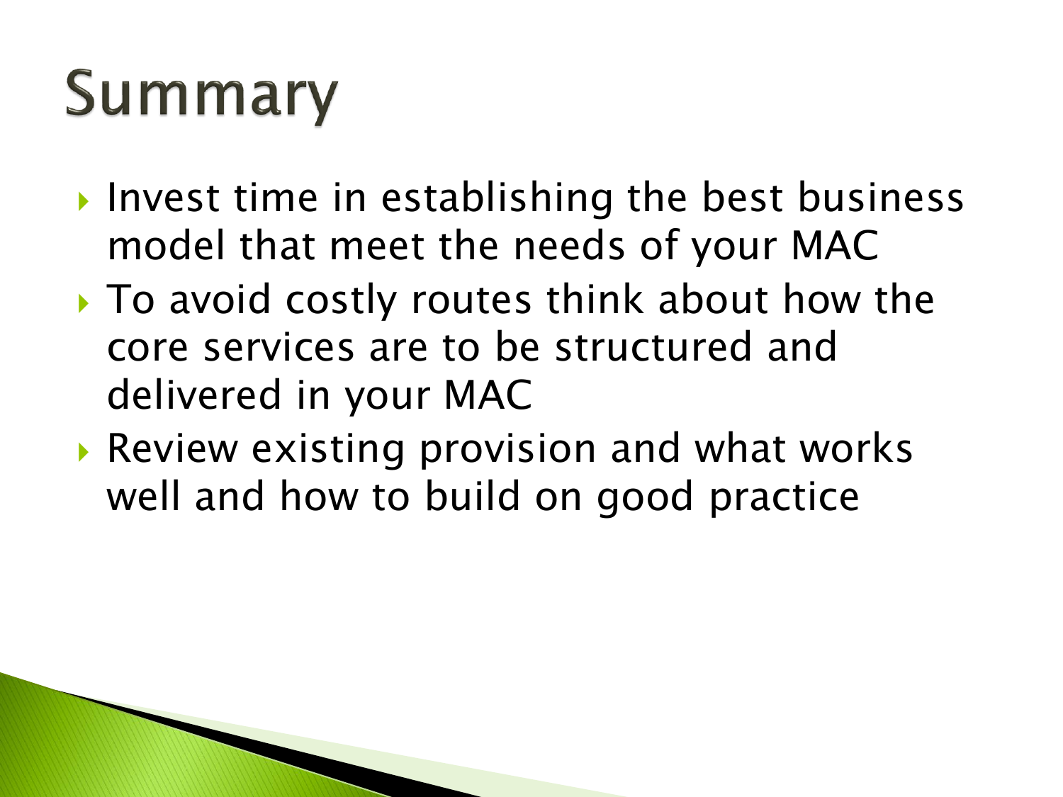# Summary

- Invest time in establishing the best business model that meet the needs of your MAC
- To avoid costly routes think about how the core services are to be structured and delivered in your MAC
- Review existing provision and what works well and how to build on good practice